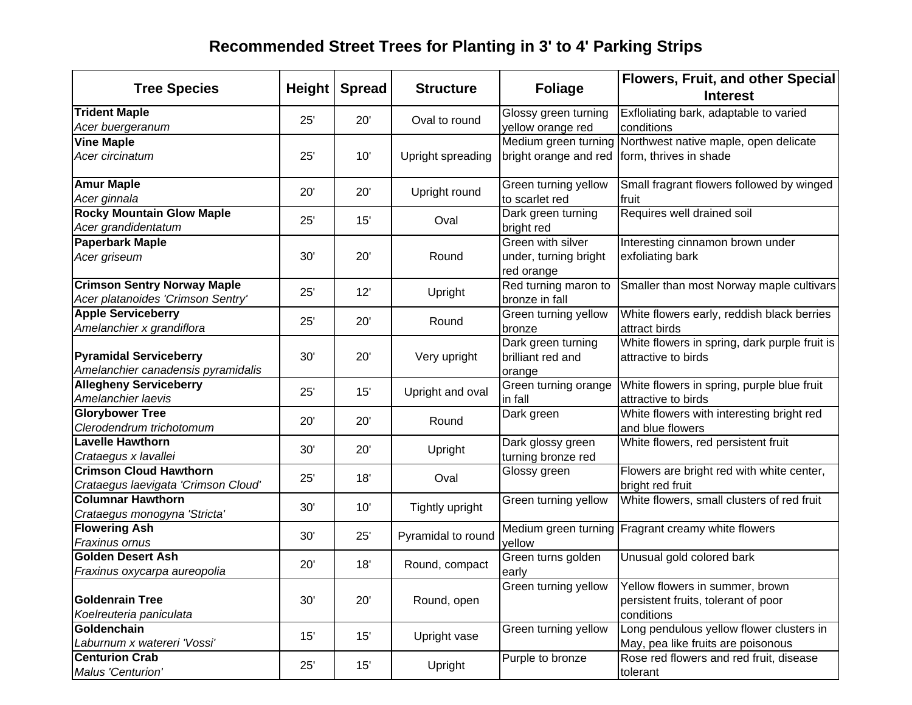# Recommended Street Trees for Planting in 3' to 4' Parking Strips

| Tree Species | Height | Spread | Structure | Foliage | Flowers, Fruit, and other Special Interest |
|---|---|---|---|---|---|
| **Trident Maple**<br>*Acer buergeranum* | 25' | 20' | Oval to round | Glossy green turning yellow orange red | Exfloliating bark, adaptable to varied conditions |
| **Vine Maple**<br>*Acer circinatum* | 25' | 10' | Upright spreading | Medium green turning bright orange and red | Northwest native maple, open delicate form, thrives in shade |
| **Amur Maple**<br>*Acer ginnala* | 20' | 20' | Upright round | Green turning yellow to scarlet red | Small fragrant flowers followed by winged fruit |
| **Rocky Mountain Glow Maple**<br>*Acer grandidentatum* | 25' | 15' | Oval | Dark green turning bright red | Requires well drained soil |
| **Paperbark Maple**<br>*Acer griseum* | 30' | 20' | Round | Green with silver under, turning bright red orange | Interesting cinnamon brown under exfoliating bark |
| **Crimson Sentry Norway Maple**<br>*Acer platanoides 'Crimson Sentry'* | 25' | 12' | Upright | Red turning maron to bronze in fall | Smaller than most Norway maple cultivars |
| **Apple Serviceberry**<br>*Amelanchier x grandiflora* | 25' | 20' | Round | Green turning yellow bronze | White flowers early, reddish black berries attract birds |
| **Pyramidal Serviceberry**<br>*Amelanchier canadensis pyramidalis* | 30' | 20' | Very upright | Dark green turning brilliant red and orange | White flowers in spring, dark purple fruit is attractive to birds |
| **Allegheny Serviceberry**<br>*Amelanchier laevis* | 25' | 15' | Upright and oval | Green turning orange in fall | White flowers in spring, purple blue fruit attractive to birds |
| **Glorybower Tree**<br>*Clerodendrum trichotomum* | 20' | 20' | Round | Dark green | White flowers with interesting bright red and blue flowers |
| **Lavelle Hawthorn**<br>*Crataegus x lavallei* | 30' | 20' | Upright | Dark glossy green turning bronze red | White flowers, red persistent fruit |
| **Crimson Cloud Hawthorn**<br>*Crataegus laevigata 'Crimson Cloud'* | 25' | 18' | Oval | Glossy green | Flowers are bright red with white center, bright red fruit |
| **Columnar Hawthorn**<br>*Crataegus monogyna 'Stricta'* | 30' | 10' | Tightly upright | Green turning yellow | White flowers, small clusters of red fruit |
| **Flowering Ash**<br>*Fraxinus ornus* | 30' | 25' | Pyramidal to round | Medium green turning yellow | Fragrant creamy white flowers |
| **Golden Desert Ash**<br>*Fraxinus oxycarpa aureopolia* | 20' | 18' | Round, compact | Green turns golden early | Unusual gold colored bark |
| **Goldenrain Tree**<br>*Koelreuteria paniculata* | 30' | 20' | Round, open | Green turning yellow | Yellow flowers in summer, brown persistent fruits, tolerant of poor conditions |
| **Goldenchain**<br>*Laburnum x watereri 'Vossi'* | 15' | 15' | Upright vase | Green turning yellow | Long pendulous yellow flower clusters in May, pea like fruits are poisonous |
| **Centurion Crab**<br>*Malus 'Centurion'* | 25' | 15' | Upright | Purple to bronze | Rose red flowers and red fruit, disease tolerant |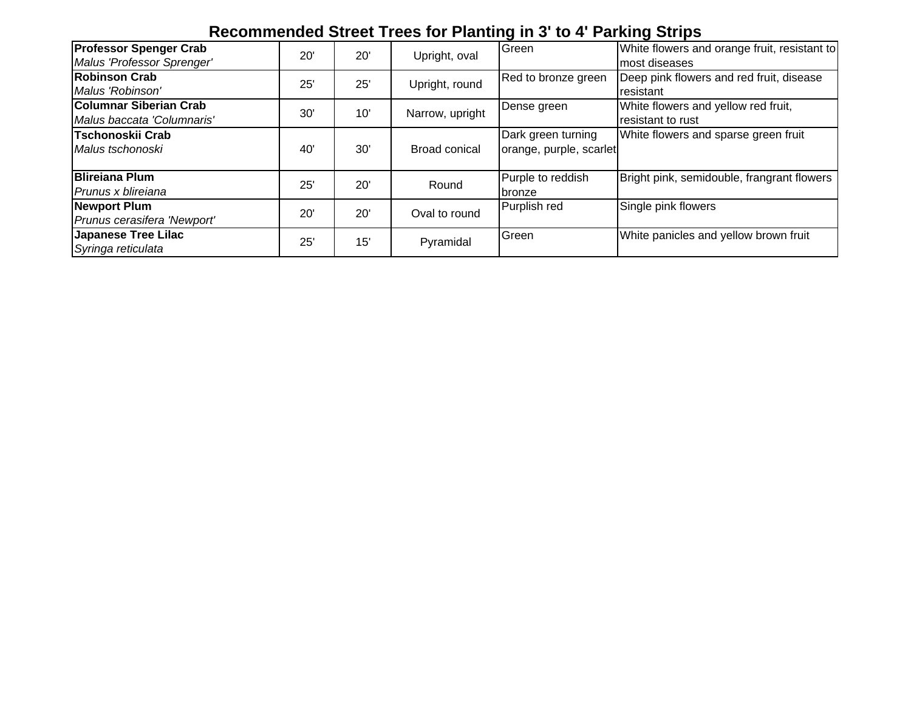# Recommended Street Trees for Planting in 3' to 4' Parking Strips

| | | | | | |
|---|---|---|---|---|---|
| **Professor Spenger Crab**<br>*Malus 'Professor Sprenger'* | 20' | 20' | Upright, oval | Green | White flowers and orange fruit, resistant to most diseases |
| **Robinson Crab**<br>*Malus 'Robinson'* | 25' | 25' | Upright, round | Red to bronze green | Deep pink flowers and red fruit, disease resistant |
| **Columnar Siberian Crab**<br>*Malus baccata 'Columnaris'* | 30' | 10' | Narrow, upright | Dense green | White flowers and yellow red fruit, resistant to rust |
| **Tschonoskii Crab**<br>*Malus tschonoski* | 40' | 30' | Broad conical | Dark green turning orange, purple, scarlet | White flowers and sparse green fruit |
| **Blireiana Plum**<br>*Prunus x blireiana* | 25' | 20' | Round | Purple to reddish bronze | Bright pink, semidouble, frangrant flowers |
| **Newport Plum**<br>*Prunus cerasifera 'Newport'* | 20' | 20' | Oval to round | Purplish red | Single pink flowers |
| **Japanese Tree Lilac**<br>*Syringa reticulata* | 25' | 15' | Pyramidal | Green | White panicles and yellow brown fruit |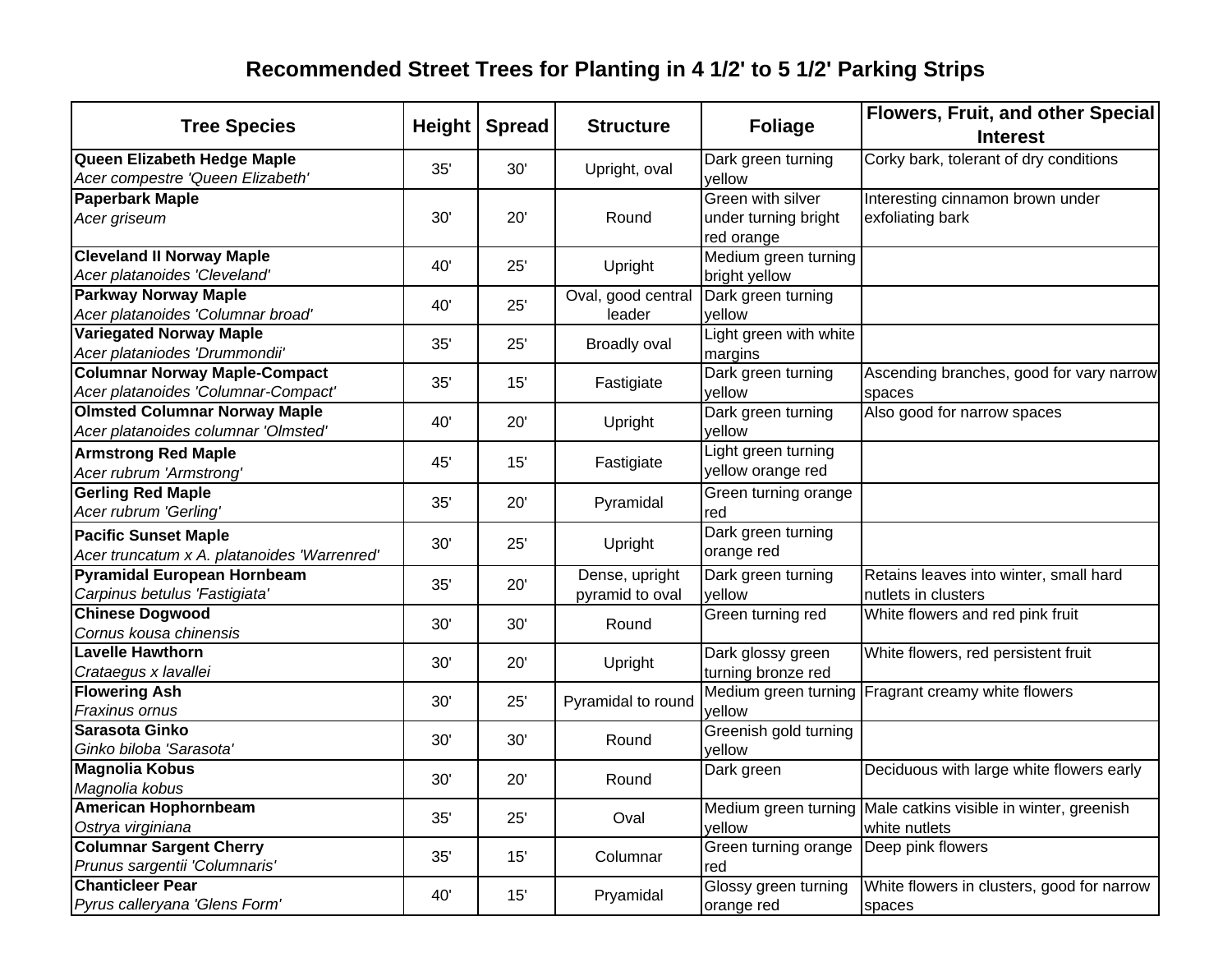# Recommended Street Trees for Planting in 4 1/2' to 5 1/2' Parking Strips

| Tree Species | Height | Spread | Structure | Foliage | Flowers, Fruit, and other Special Interest |
|---|---|---|---|---|---|
| **Queen Elizabeth Hedge Maple**<br>*Acer compestre 'Queen Elizabeth'* | 35' | 30' | Upright, oval | Dark green turning yellow | Corky bark, tolerant of dry conditions |
| **Paperbark Maple**<br>*Acer griseum* | 30' | 20' | Round | Green with silver under turning bright red orange | Interesting cinnamon brown under exfoliating bark |
| **Cleveland II Norway Maple**<br>*Acer platanoides 'Cleveland'* | 40' | 25' | Upright | Medium green turning bright yellow | |
| **Parkway Norway Maple**<br>*Acer platanoides 'Columnar broad'* | 40' | 25' | Oval, good central leader | Dark green turning yellow | |
| **Variegated Norway Maple**<br>*Acer plataniodes 'Drummondii'* | 35' | 25' | Broadly oval | Light green with white margins | |
| **Columnar Norway Maple-Compact**<br>*Acer platanoides 'Columnar-Compact'* | 35' | 15' | Fastigiate | Dark green turning yellow | Ascending branches, good for vary narrow spaces |
| **Olmsted Columnar Norway Maple**<br>*Acer platanoides columnar 'Olmsted'* | 40' | 20' | Upright | Dark green turning yellow | Also good for narrow spaces |
| **Armstrong Red Maple**<br>*Acer rubrum 'Armstrong'* | 45' | 15' | Fastigiate | Light green turning yellow orange red | |
| **Gerling Red Maple**<br>*Acer rubrum 'Gerling'* | 35' | 20' | Pyramidal | Green turning orange red | |
| **Pacific Sunset Maple**<br>*Acer truncatum x A. platanoides 'Warrenred'* | 30' | 25' | Upright | Dark green turning orange red | |
| **Pyramidal European Hornbeam**<br>*Carpinus betulus 'Fastigiata'* | 35' | 20' | Dense, upright pyramid to oval | Dark green turning yellow | Retains leaves into winter, small hard nutlets in clusters |
| **Chinese Dogwood**<br>*Cornus kousa chinensis* | 30' | 30' | Round | Green turning red | White flowers and red pink fruit |
| **Lavelle Hawthorn**<br>*Crataegus x lavallei* | 30' | 20' | Upright | Dark glossy green turning bronze red | White flowers, red persistent fruit |
| **Flowering Ash**<br>*Fraxinus ornus* | 30' | 25' | Pyramidal to round | Medium green turning yellow | Fragrant creamy white flowers |
| **Sarasota Ginko**<br>*Ginko biloba 'Sarasota'* | 30' | 30' | Round | Greenish gold turning yellow | |
| **Magnolia Kobus**<br>*Magnolia kobus* | 30' | 20' | Round | Dark green | Deciduous with large white flowers early |
| **American Hophornbeam**<br>*Ostrya virginiana* | 35' | 25' | Oval | Medium green turning yellow | Male catkins visible in winter, greenish white nutlets |
| **Columnar Sargent Cherry**<br>*Prunus sargentii 'Columnaris'* | 35' | 15' | Columnar | Green turning orange red | Deep pink flowers |
| **Chanticleer Pear**<br>*Pyrus calleryana 'Glens Form'* | 40' | 15' | Pryamidal | Glossy green turning orange red | White flowers in clusters, good for narrow spaces |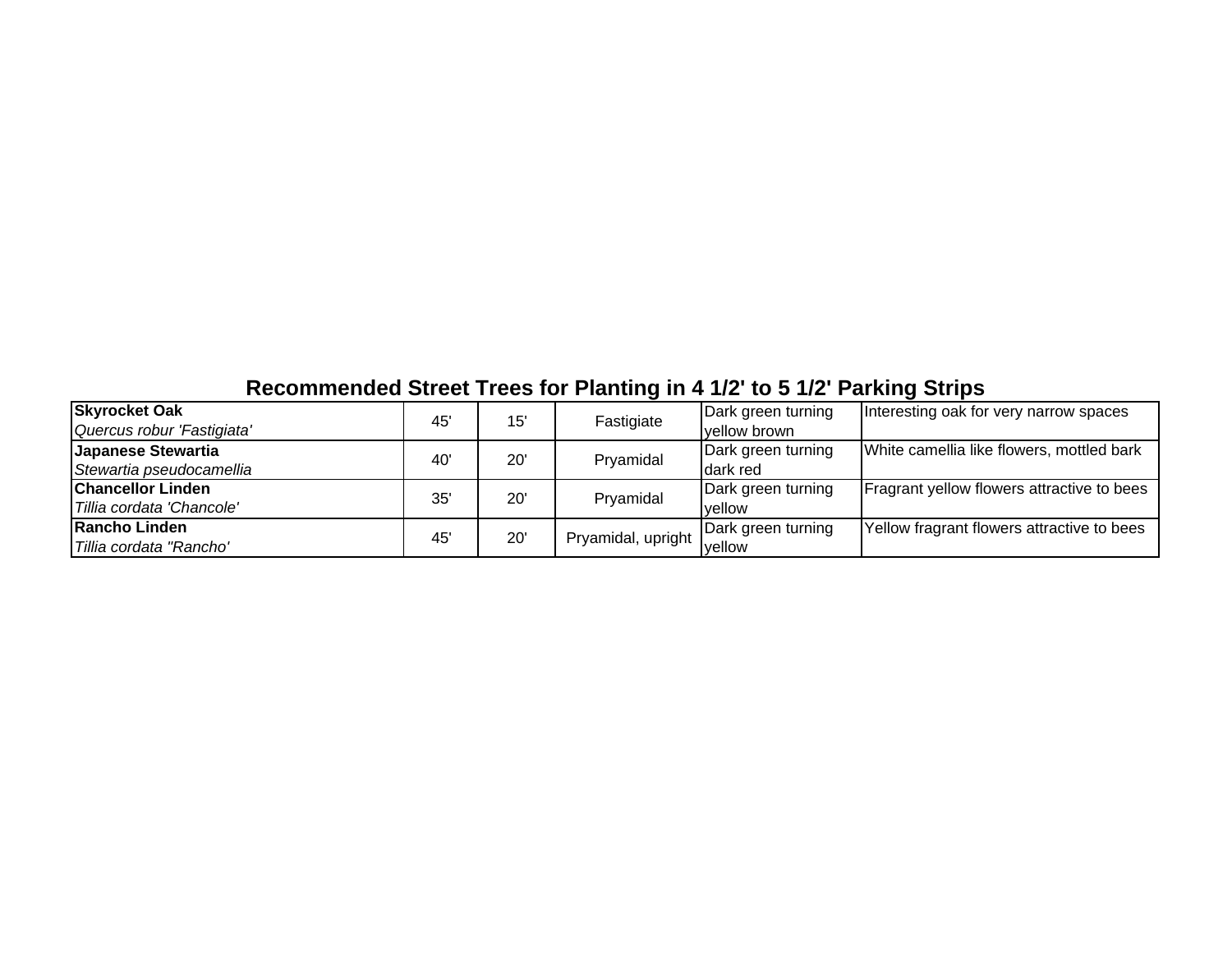## Recommended Street Trees for Planting in 4 1/2' to 5 1/2' Parking Strips

| | | | | | |
|---|---|---|---|---|---|
| **Skyrocket Oak**<br>*Quercus robur 'Fastigiata'* | 45' | 15' | Fastigiate | Dark green turning yellow brown | Interesting oak for very narrow spaces |
| **Japanese Stewartia**<br>*Stewartia pseudocamellia* | 40' | 20' | Pryamidal | Dark green turning dark red | White camellia like flowers, mottled bark |
| **Chancellor Linden**<br>*Tillia cordata 'Chancole'* | 35' | 20' | Pryamidal | Dark green turning yellow | Fragrant yellow flowers attractive to bees |
| **Rancho Linden**<br>*Tillia cordata "Rancho'* | 45' | 20' | Pryamidal, upright | Dark green turning yellow | Yellow fragrant flowers attractive to bees |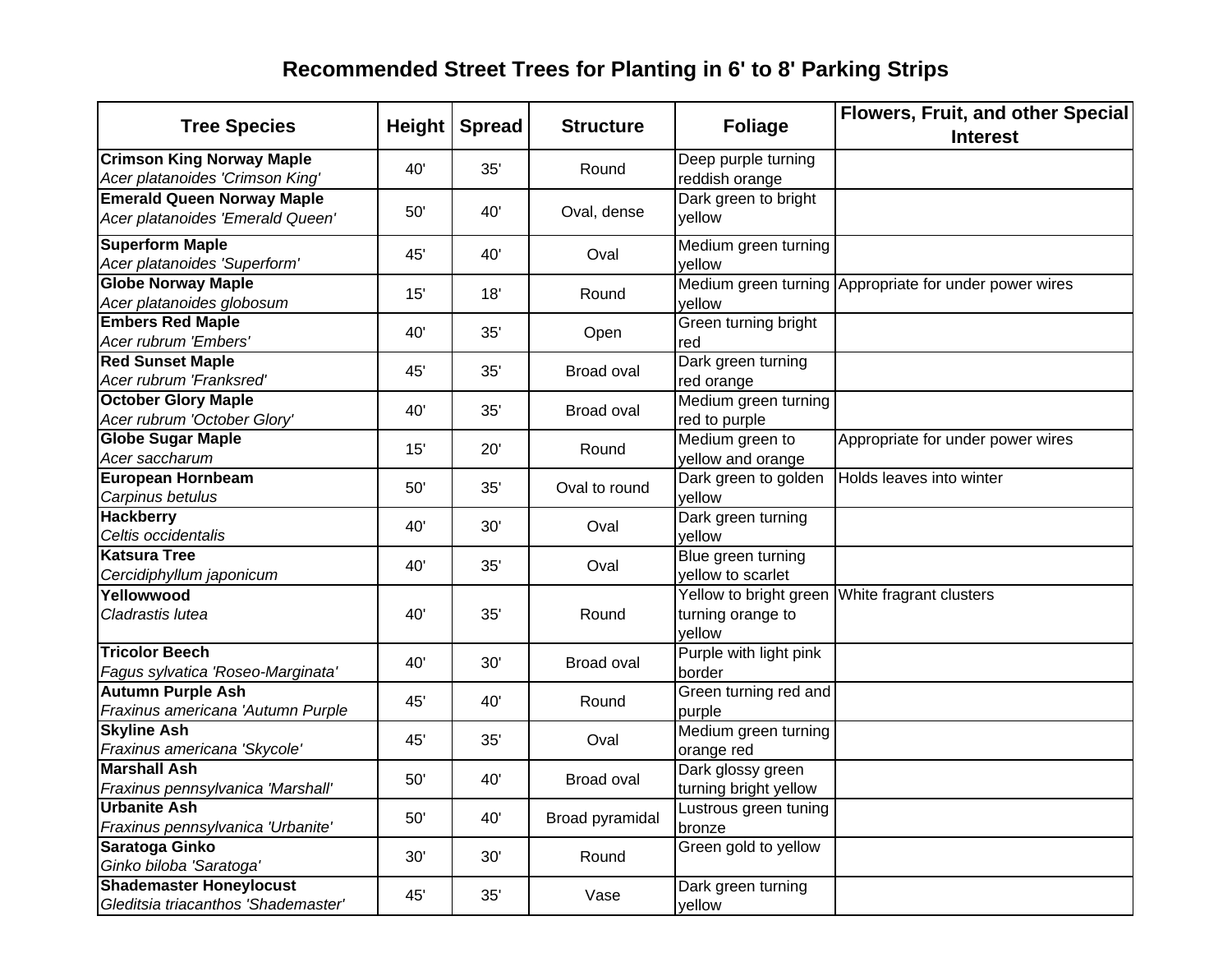# Recommended Street Trees for Planting in 6' to 8' Parking Strips

| Tree Species | Height | Spread | Structure | Foliage | Flowers, Fruit, and other Special Interest |
|---|---|---|---|---|---|
| **Crimson King Norway Maple** *Acer platanoides 'Crimson King'* | 40' | 35' | Round | Deep purple turning reddish orange | |
| **Emerald Queen Norway Maple** *Acer platanoides 'Emerald Queen'* | 50' | 40' | Oval, dense | Dark green to bright yellow | |
| **Superform Maple** *Acer platanoides 'Superform'* | 45' | 40' | Oval | Medium green turning yellow | |
| **Globe Norway Maple** *Acer platanoides globosum* | 15' | 18' | Round | Medium green turning yellow | Appropriate for under power wires |
| **Embers Red Maple** *Acer rubrum 'Embers'* | 40' | 35' | Open | Green turning bright red | |
| **Red Sunset Maple** *Acer rubrum 'Franksred'* | 45' | 35' | Broad oval | Dark green turning red orange | |
| **October Glory Maple** *Acer rubrum 'October Glory'* | 40' | 35' | Broad oval | Medium green turning red to purple | |
| **Globe Sugar Maple** *Acer saccharum* | 15' | 20' | Round | Medium green to yellow and orange | Appropriate for under power wires |
| **European Hornbeam** *Carpinus betulus* | 50' | 35' | Oval to round | Dark green to golden yellow | Holds leaves into winter |
| **Hackberry** *Celtis occidentalis* | 40' | 30' | Oval | Dark green turning yellow | |
| **Katsura Tree** *Cercidiphyllum japonicum* | 40' | 35' | Oval | Blue green turning yellow to scarlet | |
| **Yellowwood** *Cladrastis lutea* | 40' | 35' | Round | Yellow to bright green turning orange to yellow | White fragrant clusters |
| **Tricolor Beech** *Fagus sylvatica 'Roseo-Marginata'* | 40' | 30' | Broad oval | Purple with light pink border | |
| **Autumn Purple Ash** *Fraxinus americana 'Autumn Purple* | 45' | 40' | Round | Green turning red and purple | |
| **Skyline Ash** *Fraxinus americana 'Skycole'* | 45' | 35' | Oval | Medium green turning orange red | |
| **Marshall Ash** *Fraxinus pennsylvanica 'Marshall'* | 50' | 40' | Broad oval | Dark glossy green turning bright yellow | |
| **Urbanite Ash** *Fraxinus pennsylvanica 'Urbanite'* | 50' | 40' | Broad pyramidal | Lustrous green tuning bronze | |
| **Saratoga Ginko** *Ginko biloba 'Saratoga'* | 30' | 30' | Round | Green gold to yellow | |
| **Shademaster Honeylocust** *Gleditsia triacanthos 'Shademaster'* | 45' | 35' | Vase | Dark green turning yellow | |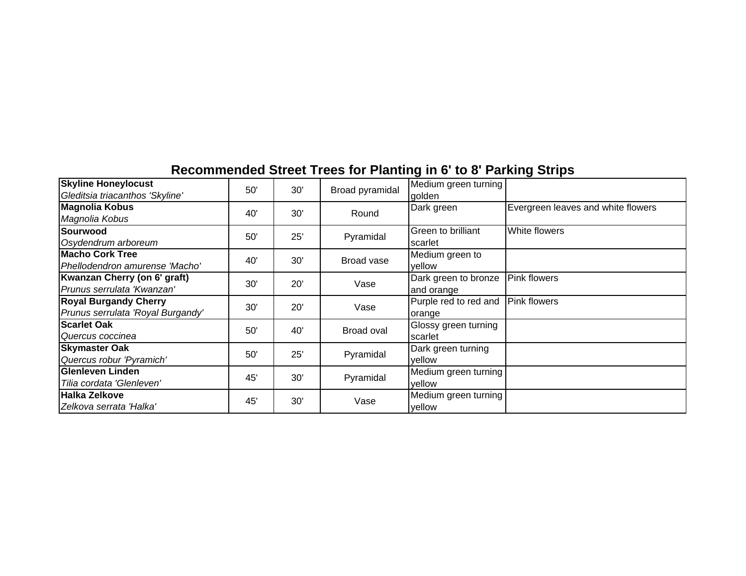## Recommended Street Trees for Planting in 6' to 8' Parking Strips

| | | | | | |
|---|---|---|---|---|---|
| **Skyline Honeylocust**<br>*Gleditsia triacanthos 'Skyline'* | 50' | 30' | Broad pyramidal | Medium green turning golden | |
| **Magnolia Kobus**<br>*Magnolia Kobus* | 40' | 30' | Round | Dark green | Evergreen leaves and white flowers |
| **Sourwood**<br>*Osydendrum arboreum* | 50' | 25' | Pyramidal | Green to brilliant scarlet | White flowers |
| **Macho Cork Tree**<br>*Phellodendron amurense 'Macho'* | 40' | 30' | Broad vase | Medium green to yellow | |
| **Kwanzan Cherry (on 6' graft)**<br>*Prunus serrulata 'Kwanzan'* | 30' | 20' | Vase | Dark green to bronze and orange | Pink flowers |
| **Royal Burgandy Cherry**<br>*Prunus serrulata 'Royal Burgandy'* | 30' | 20' | Vase | Purple red to red and orange | Pink flowers |
| **Scarlet Oak**<br>*Quercus coccinea* | 50' | 40' | Broad oval | Glossy green turning scarlet | |
| **Skymaster Oak**<br>*Quercus robur 'Pyramich'* | 50' | 25' | Pyramidal | Dark green turning yellow | |
| **Glenleven Linden**<br>*Tilia cordata 'Glenleven'* | 45' | 30' | Pyramidal | Medium green turning yellow | |
| **Halka Zelkove**<br>*Zelkova serrata 'Halka'* | 45' | 30' | Vase | Medium green turning yellow | |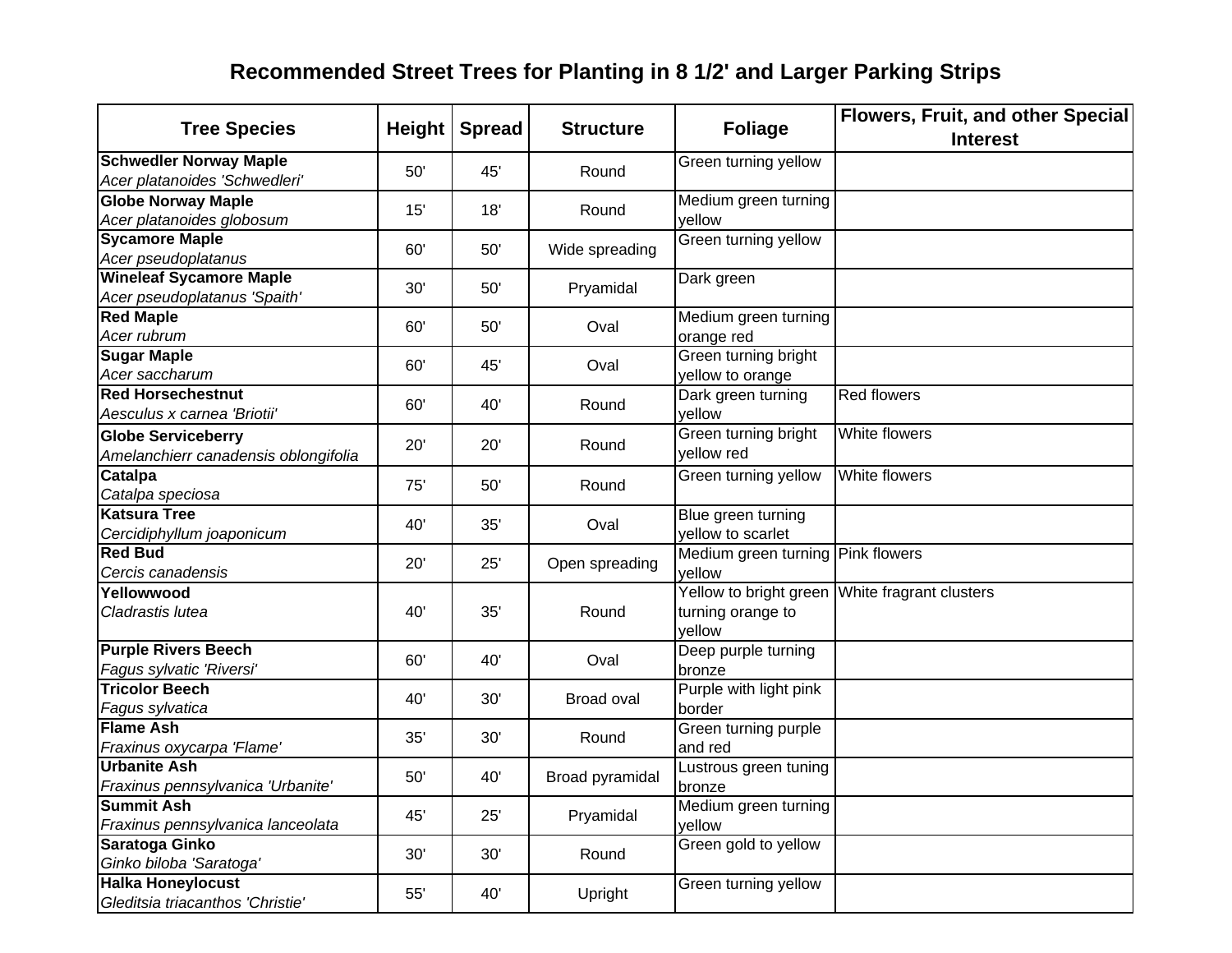# Recommended Street Trees for Planting in 8 1/2' and Larger Parking Strips

| Tree Species | Height | Spread | Structure | Foliage | Flowers, Fruit, and other Special Interest |
|---|---|---|---|---|---|
| **Schwedler Norway Maple** *Acer platanoides 'Schwedleri'* | 50' | 45' | Round | Green turning yellow | |
| **Globe Norway Maple** *Acer platanoides globosum* | 15' | 18' | Round | Medium green turning yellow | |
| **Sycamore Maple** *Acer pseudoplatanus* | 60' | 50' | Wide spreading | Green turning yellow | |
| **Wineleaf Sycamore Maple** *Acer pseudoplatanus 'Spaith'* | 30' | 50' | Pryamidal | Dark green | |
| **Red Maple** *Acer rubrum* | 60' | 50' | Oval | Medium green turning orange red | |
| **Sugar Maple** *Acer saccharum* | 60' | 45' | Oval | Green turning bright yellow to orange | |
| **Red Horsechestnut** *Aesculus x carnea 'Briotii'* | 60' | 40' | Round | Dark green turning yellow | Red flowers |
| **Globe Serviceberry** *Amelanchierr canadensis oblongifolia* | 20' | 20' | Round | Green turning bright yellow red | White flowers |
| **Catalpa** *Catalpa speciosa* | 75' | 50' | Round | Green turning yellow | White flowers |
| **Katsura Tree** *Cercidiphyllum joaponicum* | 40' | 35' | Oval | Blue green turning yellow to scarlet | |
| **Red Bud** *Cercis canadensis* | 20' | 25' | Open spreading | Medium green turning yellow | Pink flowers |
| **Yellowwood** *Cladrastis lutea* | 40' | 35' | Round | Yellow to bright green turning orange to yellow | White fragrant clusters |
| **Purple Rivers Beech** *Fagus sylvatic 'Riversi'* | 60' | 40' | Oval | Deep purple turning bronze | |
| **Tricolor Beech** *Fagus sylvatica* | 40' | 30' | Broad oval | Purple with light pink border | |
| **Flame Ash** *Fraxinus oxycarpa 'Flame'* | 35' | 30' | Round | Green turning purple and red | |
| **Urbanite Ash** *Fraxinus pennsylvanica 'Urbanite'* | 50' | 40' | Broad pyramidal | Lustrous green tuning bronze | |
| **Summit Ash** *Fraxinus pennsylvanica lanceolata* | 45' | 25' | Pryamidal | Medium green turning yellow | |
| **Saratoga Ginko** *Ginko biloba 'Saratoga'* | 30' | 30' | Round | Green gold to yellow | |
| **Halka Honeylocust** *Gleditsia triacanthos 'Christie'* | 55' | 40' | Upright | Green turning yellow | |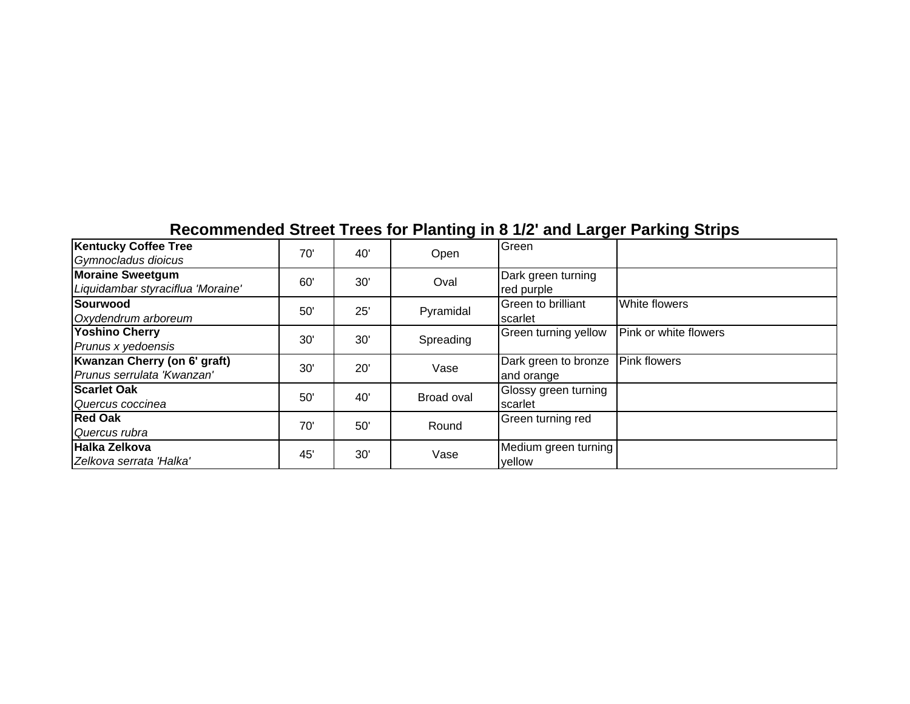## Recommended Street Trees for Planting in 8 1/2' and Larger Parking Strips

| | | | | | |
|---|---|---|---|---|---|
| **Kentucky Coffee Tree**<br>*Gymnocladus dioicus* | 70' | 40' | Open | Green | |
| **Moraine Sweetgum**<br>*Liquidambar styraciflua 'Moraine'* | 60' | 30' | Oval | Dark green turning red purple | |
| **Sourwood**<br>*Oxydendrum arboreum* | 50' | 25' | Pyramidal | Green to brilliant scarlet | White flowers |
| **Yoshino Cherry**<br>*Prunus x yedoensis* | 30' | 30' | Spreading | Green turning yellow | Pink or white flowers |
| **Kwanzan Cherry (on 6' graft)**<br>*Prunus serrulata 'Kwanzan'* | 30' | 20' | Vase | Dark green to bronze and orange | Pink flowers |
| **Scarlet Oak**<br>*Quercus coccinea* | 50' | 40' | Broad oval | Glossy green turning scarlet | |
| **Red Oak**<br>*Quercus rubra* | 70' | 50' | Round | Green turning red | |
| **Halka Zelkova**<br>*Zelkova serrata 'Halka'* | 45' | 30' | Vase | Medium green turning yellow | |